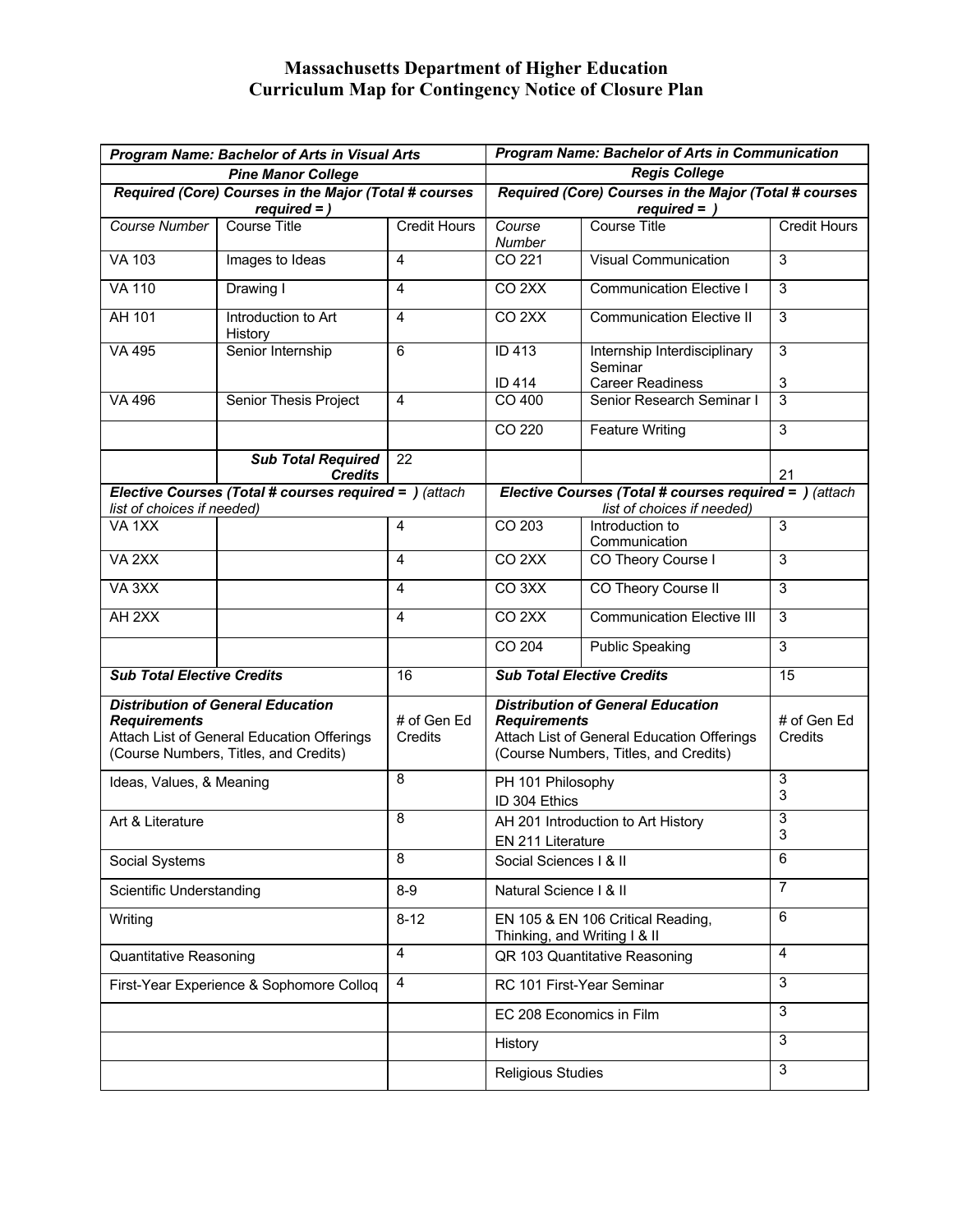# Massachusetts Department of Higher Education
## Curriculum Map for Contingency Notice of Closure Plan

| ***Program Name: Bachelor of Arts in Visual Arts*** | | | ***Program Name: Bachelor of Arts in Communication*** | | |
|---|---|---|---|---|---|
| ***Pine Manor College*** | | | ***Regis College*** | | |
| ***Required (Core) Courses in the Major (Total # courses required = )*** | | | ***Required (Core) Courses in the Major (Total # courses required = )*** | | |
| *Course Number* | Course Title | Credit Hours | *Course Number* | Course Title | Credit Hours |
| VA 103 | Images to Ideas | 4 | CO 221 | Visual Communication | 3 |
| VA 110 | Drawing I | 4 | CO 2XX | Communication Elective I | 3 |
| AH 101 | Introduction to Art History | 4 | CO 2XX | Communication Elective II | 3 |
| VA 495 | Senior Internship | 6 | ID 413<br>ID 414 | Internship Interdisciplinary Seminar<br>Career Readiness | 3<br>3 |
| VA 496 | Senior Thesis Project | 4 | CO 400 | Senior Research Seminar I | 3 |
| | | | CO 220 | Feature Writing | 3 |
| | ***Sub Total Required Credits*** | 22 | | | 21 |
| ***Elective Courses (Total # courses required = )*** *(attach list of choices if needed)* | | | ***Elective Courses (Total # courses required = )*** *(attach list of choices if needed)* | | |
| VA 1XX | | 4 | CO 203 | Introduction to Communication | 3 |
| VA 2XX | | 4 | CO 2XX | CO Theory Course I | 3 |
| VA 3XX | | 4 | CO 3XX | CO Theory Course II | 3 |
| AH 2XX | | 4 | CO 2XX | Communication Elective III | 3 |
| | | | CO 204 | Public Speaking | 3 |
| ***Sub Total Elective Credits*** | | 16 | ***Sub Total Elective Credits*** | | 15 |
| ***Distribution of General Education Requirements***<br>Attach List of General Education Offerings (Course Numbers, Titles, and Credits) | | # of Gen Ed Credits | ***Distribution of General Education Requirements***<br>Attach List of General Education Offerings (Course Numbers, Titles, and Credits) | | # of Gen Ed Credits |
| Ideas, Values, & Meaning | | 8 | PH 101 Philosophy<br>ID 304 Ethics | | 3<br>3 |
| Art & Literature | | 8 | AH 201 Introduction to Art History<br>EN 211 Literature | | 3<br>3 |
| Social Systems | | 8 | Social Sciences I & II | | 6 |
| Scientific Understanding | | 8-9 | Natural Science I & II | | 7 |
| Writing | | 8-12 | EN 105 & EN 106 Critical Reading, Thinking, and Writing I & II | | 6 |
| Quantitative Reasoning | | 4 | QR 103 Quantitative Reasoning | | 4 |
| First-Year Experience & Sophomore Colloq | | 4 | RC 101 First-Year Seminar | | 3 |
| | | | EC 208 Economics in Film | | 3 |
| | | | History | | 3 |
| | | | Religious Studies | | 3 |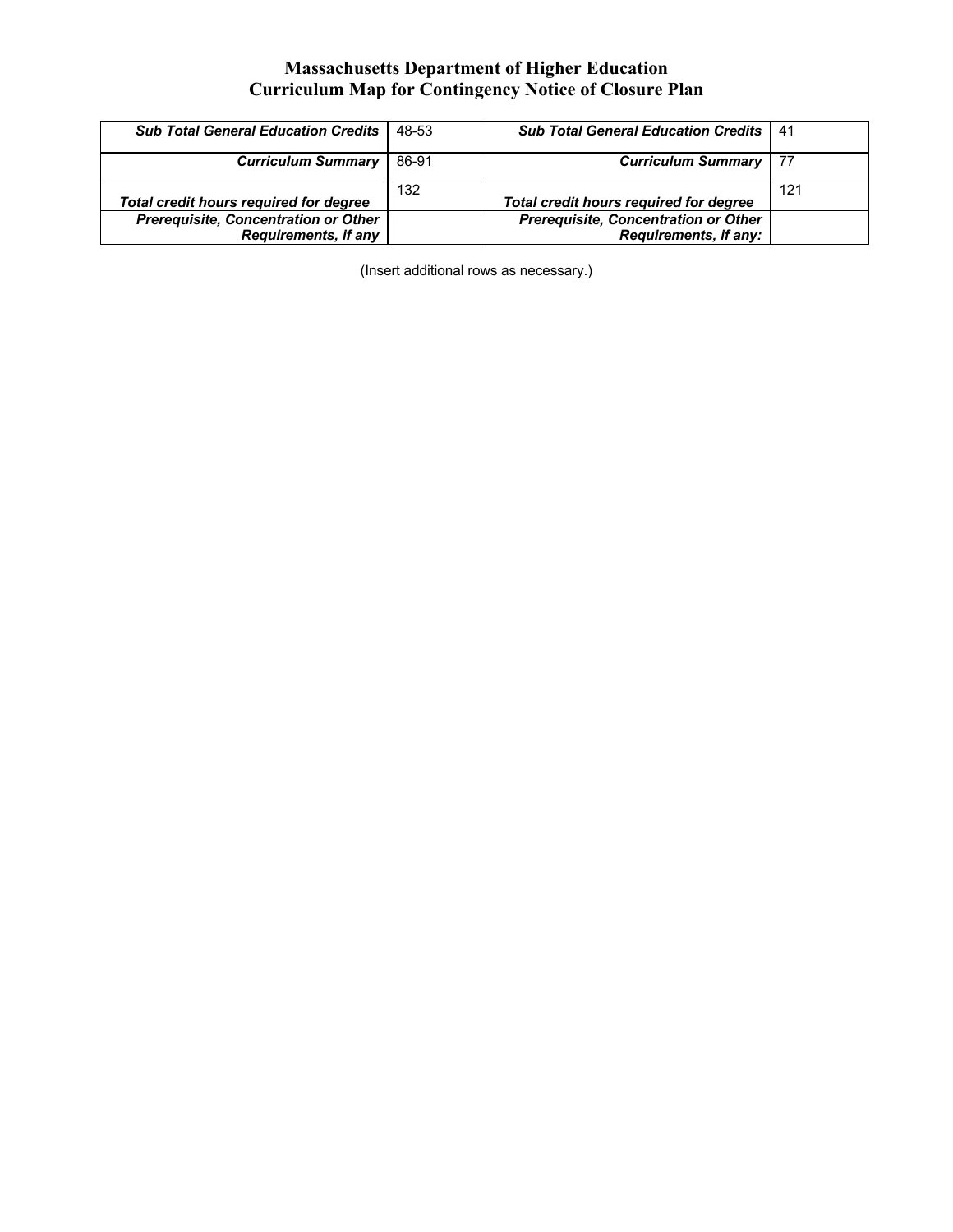# Massachusetts Department of Higher Education
## Curriculum Map for Contingency Notice of Closure Plan

| | | | |
|---|---|---|---|
| ***Sub Total General Education Credits*** | 48-53 | ***Sub Total General Education Credits*** | 41 |
| ***Curriculum Summary*** | 86-91 | ***Curriculum Summary*** | 77 |
| ***Total credit hours required for degree*** | 132 | ***Total credit hours required for degree*** | 121 |
| ***Prerequisite, Concentration or Other Requirements, if any*** | | ***Prerequisite, Concentration or Other Requirements, if any:*** | |

(Insert additional rows as necessary.)